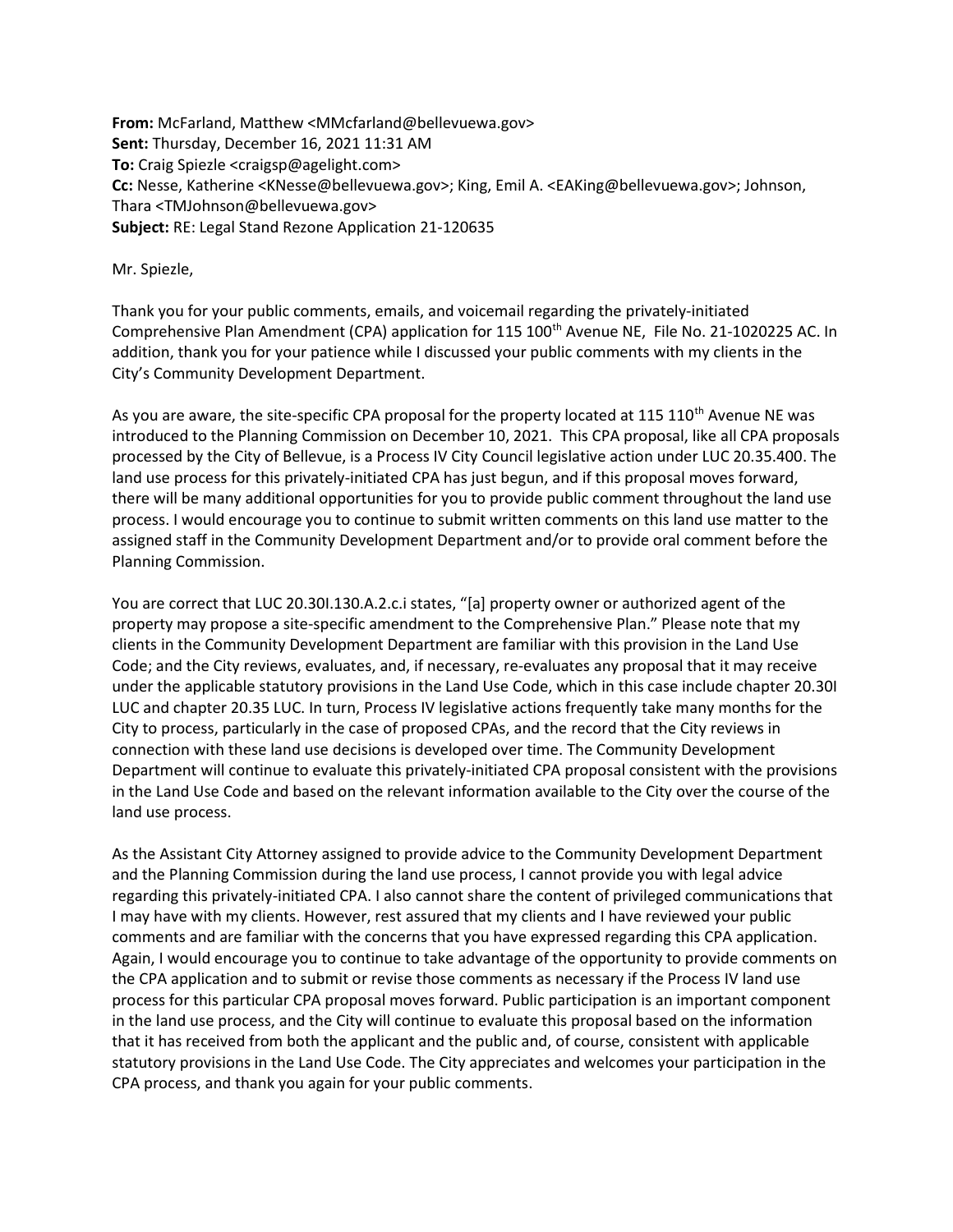**From:** McFarland, Matthew <MMcfarland@bellevuewa.gov>
**Sent:** Thursday, December 16, 2021 11:31 AM
**To:** Craig Spiezle <craigsp@agelight.com>
**Cc:** Nesse, Katherine <KNesse@bellevuewa.gov>; King, Emil A. <EAKing@bellevuewa.gov>; Johnson, Thara <TMJohnson@bellevuewa.gov>
**Subject:** RE: Legal Stand Rezone Application 21-120635

Mr. Spiezle,

Thank you for your public comments, emails, and voicemail regarding the privately-initiated Comprehensive Plan Amendment (CPA) application for 115 100th Avenue NE, File No. 21-1020225 AC. In addition, thank you for your patience while I discussed your public comments with my clients in the City's Community Development Department.

As you are aware, the site-specific CPA proposal for the property located at 115 110th Avenue NE was introduced to the Planning Commission on December 10, 2021. This CPA proposal, like all CPA proposals processed by the City of Bellevue, is a Process IV City Council legislative action under LUC 20.35.400. The land use process for this privately-initiated CPA has just begun, and if this proposal moves forward, there will be many additional opportunities for you to provide public comment throughout the land use process. I would encourage you to continue to submit written comments on this land use matter to the assigned staff in the Community Development Department and/or to provide oral comment before the Planning Commission.

You are correct that LUC 20.30I.130.A.2.c.i states, "[a] property owner or authorized agent of the property may propose a site-specific amendment to the Comprehensive Plan." Please note that my clients in the Community Development Department are familiar with this provision in the Land Use Code; and the City reviews, evaluates, and, if necessary, re-evaluates any proposal that it may receive under the applicable statutory provisions in the Land Use Code, which in this case include chapter 20.30I LUC and chapter 20.35 LUC. In turn, Process IV legislative actions frequently take many months for the City to process, particularly in the case of proposed CPAs, and the record that the City reviews in connection with these land use decisions is developed over time. The Community Development Department will continue to evaluate this privately-initiated CPA proposal consistent with the provisions in the Land Use Code and based on the relevant information available to the City over the course of the land use process.

As the Assistant City Attorney assigned to provide advice to the Community Development Department and the Planning Commission during the land use process, I cannot provide you with legal advice regarding this privately-initiated CPA. I also cannot share the content of privileged communications that I may have with my clients. However, rest assured that my clients and I have reviewed your public comments and are familiar with the concerns that you have expressed regarding this CPA application. Again, I would encourage you to continue to take advantage of the opportunity to provide comments on the CPA application and to submit or revise those comments as necessary if the Process IV land use process for this particular CPA proposal moves forward. Public participation is an important component in the land use process, and the City will continue to evaluate this proposal based on the information that it has received from both the applicant and the public and, of course, consistent with applicable statutory provisions in the Land Use Code. The City appreciates and welcomes your participation in the CPA process, and thank you again for your public comments.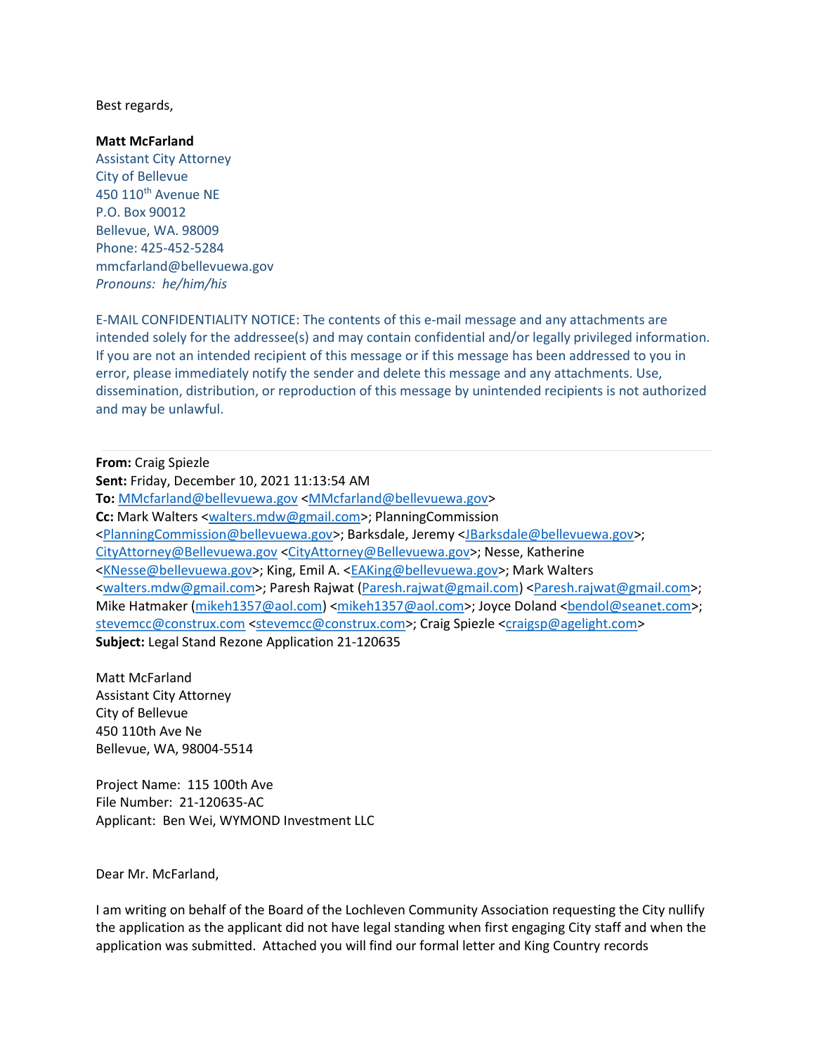Best regards,

**Matt McFarland**
Assistant City Attorney
City of Bellevue
450 110th Avenue NE
P.O. Box 90012
Bellevue, WA. 98009
Phone: 425-452-5284
mmcfarland@bellevuewa.gov
*Pronouns: he/him/his*

E-MAIL CONFIDENTIALITY NOTICE: The contents of this e-mail message and any attachments are intended solely for the addressee(s) and may contain confidential and/or legally privileged information. If you are not an intended recipient of this message or if this message has been addressed to you in error, please immediately notify the sender and delete this message and any attachments. Use, dissemination, distribution, or reproduction of this message by unintended recipients is not authorized and may be unlawful.

---

**From:** Craig Spiezle
**Sent:** Friday, December 10, 2021 11:13:54 AM
**To:** MMcfarland@bellevuewa.gov <MMcfarland@bellevuewa.gov>
**Cc:** Mark Walters <walters.mdw@gmail.com>; PlanningCommission <PlanningCommission@bellevuewa.gov>; Barksdale, Jeremy <JBarksdale@bellevuewa.gov>; CityAttorney@Bellevuewa.gov <CityAttorney@Bellevuewa.gov>; Nesse, Katherine <KNesse@bellevuewa.gov>; King, Emil A. <EAKing@bellevuewa.gov>; Mark Walters <walters.mdw@gmail.com>; Paresh Rajwat (Paresh.rajwat@gmail.com) <Paresh.rajwat@gmail.com>; Mike Hatmaker (mikeh1357@aol.com) <mikeh1357@aol.com>; Joyce Doland <bendol@seanet.com>; stevemcc@construx.com <stevemcc@construx.com>; Craig Spiezle <craigsp@agelight.com>
**Subject:** Legal Stand Rezone Application 21-120635

Matt McFarland
Assistant City Attorney
City of Bellevue
450 110th Ave Ne
Bellevue, WA, 98004-5514

Project Name: 115 100th Ave
File Number: 21-120635-AC
Applicant: Ben Wei, WYMOND Investment LLC

Dear Mr. McFarland,

I am writing on behalf of the Board of the Lochleven Community Association requesting the City nullify the application as the applicant did not have legal standing when first engaging City staff and when the application was submitted. Attached you will find our formal letter and King Country records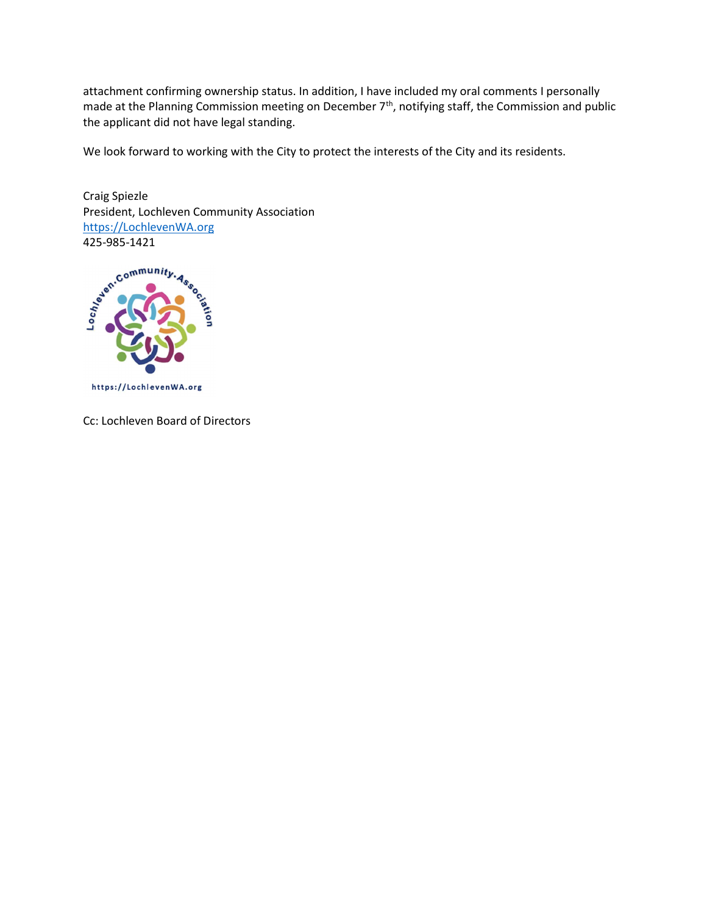attachment confirming ownership status. In addition, I have included my oral comments I personally made at the Planning Commission meeting on December 7th, notifying staff, the Commission and public the applicant did not have legal standing.

We look forward to working with the City to protect the interests of the City and its residents.

Craig Spiezle
President, Lochleven Community Association
https://LochlevenWA.org
425-985-1421

Cc: Lochleven Board of Directors